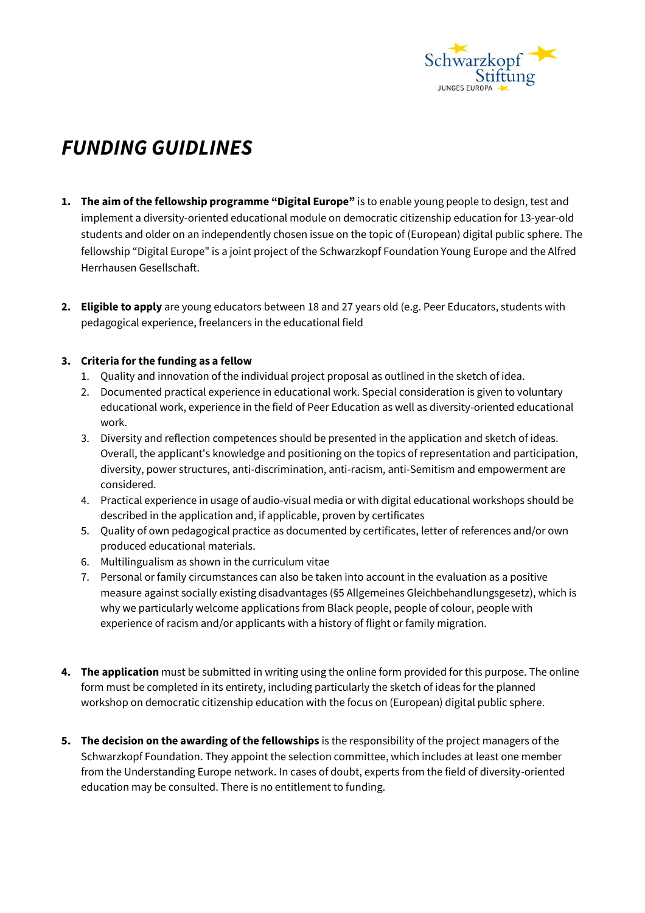# *FUNDING GUIDLINES*

1. **The aim of the fellowship programme "Digital Europe"** is to enable young people to design, test and implement a diversity-oriented educational module on democratic citizenship education for 13-year-old students and older on an independently chosen issue on the topic of (European) digital public sphere. The fellowship "Digital Europe" is a joint project of the Schwarzkopf Foundation Young Europe and the Alfred Herrhausen Gesellschaft.

2. **Eligible to apply** are young educators between 18 and 27 years old (e.g. Peer Educators, students with pedagogical experience, freelancers in the educational field

3. **Criteria for the funding as a fellow**
   1. Quality and innovation of the individual project proposal as outlined in the sketch of idea.
   2. Documented practical experience in educational work. Special consideration is given to voluntary educational work, experience in the field of Peer Education as well as diversity-oriented educational work.
   3. Diversity and reflection competences should be presented in the application and sketch of ideas. Overall, the applicant's knowledge and positioning on the topics of representation and participation, diversity, power structures, anti-discrimination, anti-racism, anti-Semitism and empowerment are considered.
   4. Practical experience in usage of audio-visual media or with digital educational workshops should be described in the application and, if applicable, proven by certificates
   5. Quality of own pedagogical practice as documented by certificates, letter of references and/or own produced educational materials.
   6. Multilingualism as shown in the curriculum vitae
   7. Personal or family circumstances can also be taken into account in the evaluation as a positive measure against socially existing disadvantages (§5 Allgemeines Gleichbehandlungsgesetz), which is why we particularly welcome applications from Black people, people of colour, people with experience of racism and/or applicants with a history of flight or family migration.

4. **The application** must be submitted in writing using the online form provided for this purpose. The online form must be completed in its entirety, including particularly the sketch of ideas for the planned workshop on democratic citizenship education with the focus on (European) digital public sphere.

5. **The decision on the awarding of the fellowships** is the responsibility of the project managers of the Schwarzkopf Foundation. They appoint the selection committee, which includes at least one member from the Understanding Europe network. In cases of doubt, experts from the field of diversity-oriented education may be consulted. There is no entitlement to funding.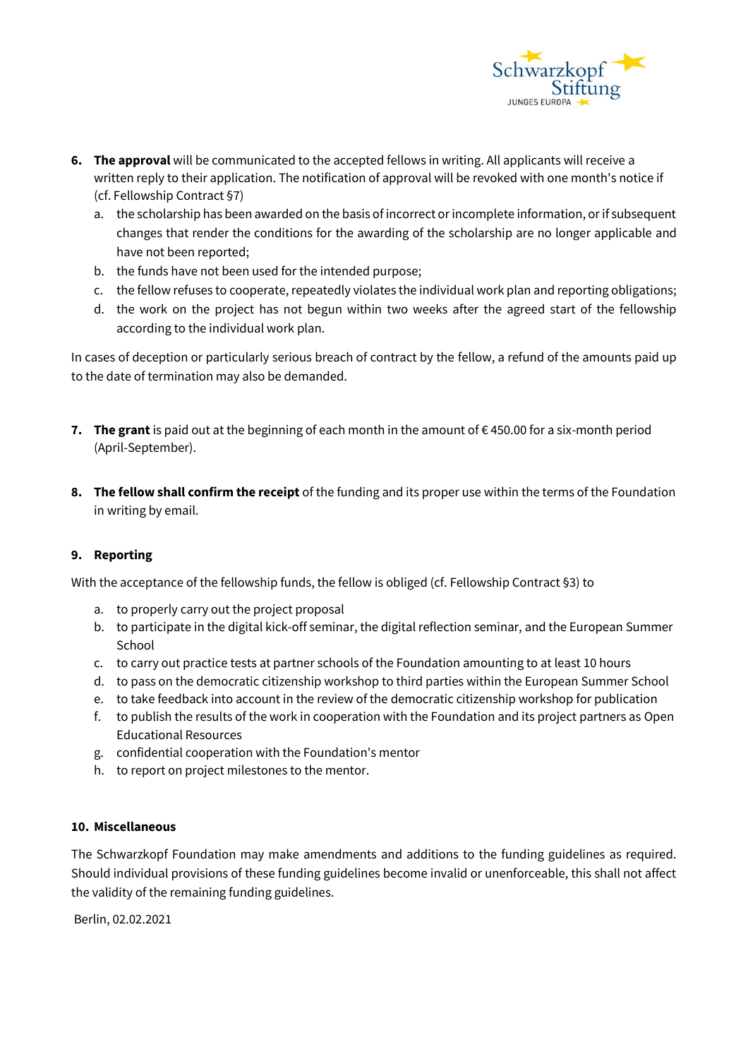6. **The approval** will be communicated to the accepted fellows in writing. All applicants will receive a written reply to their application. The notification of approval will be revoked with one month's notice if (cf. Fellowship Contract §7)
   a. the scholarship has been awarded on the basis of incorrect or incomplete information, or if subsequent changes that render the conditions for the awarding of the scholarship are no longer applicable and have not been reported;
   b. the funds have not been used for the intended purpose;
   c. the fellow refuses to cooperate, repeatedly violates the individual work plan and reporting obligations;
   d. the work on the project has not begun within two weeks after the agreed start of the fellowship according to the individual work plan.

In cases of deception or particularly serious breach of contract by the fellow, a refund of the amounts paid up to the date of termination may also be demanded.

7. **The grant** is paid out at the beginning of each month in the amount of € 450.00 for a six-month period (April-September).

8. **The fellow shall confirm the receipt** of the funding and its proper use within the terms of the Foundation in writing by email.

9. **Reporting**

With the acceptance of the fellowship funds, the fellow is obliged (cf. Fellowship Contract §3) to

a. to properly carry out the project proposal
b. to participate in the digital kick-off seminar, the digital reflection seminar, and the European Summer School
c. to carry out practice tests at partner schools of the Foundation amounting to at least 10 hours
d. to pass on the democratic citizenship workshop to third parties within the European Summer School
e. to take feedback into account in the review of the democratic citizenship workshop for publication
f. to publish the results of the work in cooperation with the Foundation and its project partners as Open Educational Resources
g. confidential cooperation with the Foundation's mentor
h. to report on project milestones to the mentor.

10. **Miscellaneous**

The Schwarzkopf Foundation may make amendments and additions to the funding guidelines as required. Should individual provisions of these funding guidelines become invalid or unenforceable, this shall not affect the validity of the remaining funding guidelines.

Berlin, 02.02.2021